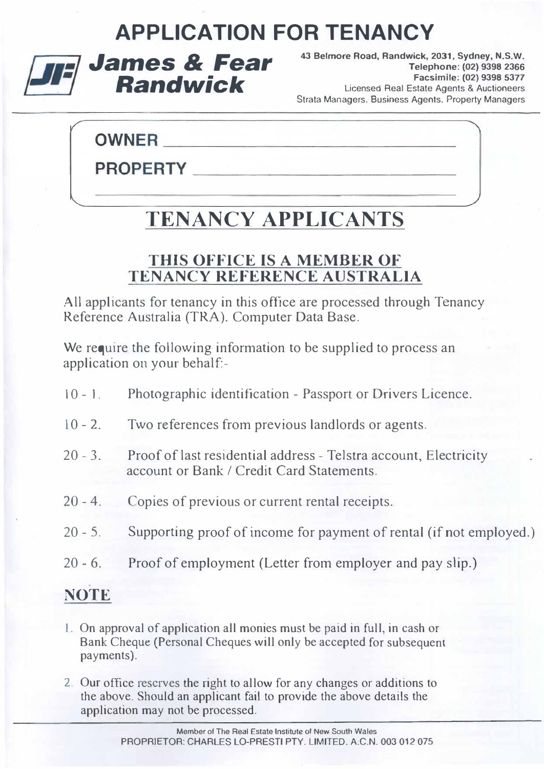# APPLICATION FOR TENANCY

**James & Fear Randwick**

**43 Belmore Road, Randwick, 2031, Sydney, N.S.W.**
**Telephone: (02) 9398 2366**
**Facsimile: (02) 9398 5377**
Licensed Real Estate Agents & Auctioneers
Strata Managers, Business Agents, Property Managers

**OWNER** ______________________________

**PROPERTY** ______________________________

______________________________

## TENANCY APPLICANTS

### THIS OFFICE IS A MEMBER OF TENANCY REFERENCE AUSTRALIA

All applicants for tenancy in this office are processed through Tenancy Reference Australia (TRA). Computer Data Base.

We require the following information to be supplied to process an application on your behalf:-

10 - 1. Photographic identification - Passport or Drivers Licence.

10 - 2. Two references from previous landlords or agents.

20 - 3. Proof of last residential address - Telstra account, Electricity account or Bank / Credit Card Statements.

20 - 4. Copies of previous or current rental receipts.

20 - 5. Supporting proof of income for payment of rental (if not employed.)

20 - 6. Proof of employment (Letter from employer and pay slip.)

## NOTE

1. On approval of application all monies must be paid in full, in cash or Bank Cheque (Personal Cheques will only be accepted for subsequent payments).
2. Our office reserves the right to allow for any changes or additions to the above. Should an applicant fail to provide the above details the application may not be processed.

Member of The Real Estate Institute of New South Wales
PROPRIETOR: CHARLES LO-PRESTI PTY. LIMITED. A.C.N. 003 012 075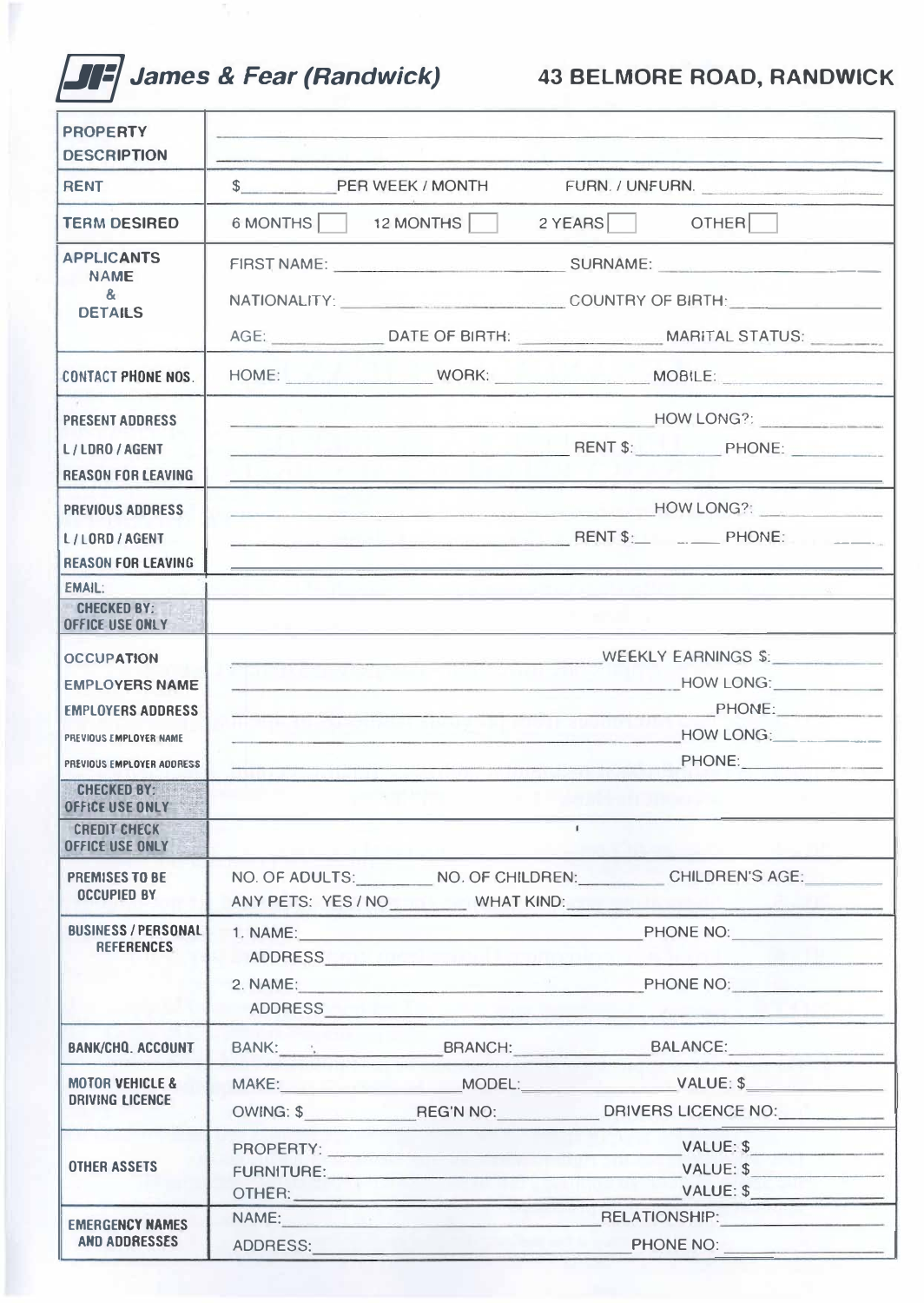# James & Fear (Randwick)

## 43 BELMORE ROAD, RANDWICK

| | |
|---|---|
| **PROPERTY DESCRIPTION** | |
| **RENT** | $ ______ PER WEEK / MONTH FURN. / UNFURN. ______ |
| **TERM DESIRED** | 6 MONTHS ☐ 12 MONTHS ☐ 2 YEARS ☐ OTHER ☐ |
| **APPLICANTS NAME & DETAILS** | FIRST NAME: ______ SURNAME: ______<br>NATIONALITY: ______ COUNTRY OF BIRTH: ______<br>AGE: ______ DATE OF BIRTH: ______ MARITAL STATUS: ______ |
| **CONTACT PHONE NOS.** | HOME: ______ WORK: ______ MOBILE: ______ |
| **PRESENT ADDRESS**<br>**L / LDRO / AGENT**<br>**REASON FOR LEAVING** | ______ HOW LONG?: ______<br>______ RENT $: ______ PHONE: ______<br>______ |
| **PREVIOUS ADDRESS**<br>**L / LORD / AGENT**<br>**REASON FOR LEAVING** | ______ HOW LONG?: ______<br>______ RENT $: ______ PHONE: ______<br>______ |
| **EMAIL:** | |
| **CHECKED BY: OFFICE USE ONLY** | |
| **OCCUPATION**<br>**EMPLOYERS NAME**<br>**EMPLOYERS ADDRESS**<br>**PREVIOUS EMPLOYER NAME**<br>**PREVIOUS EMPLOYER ADDRESS** | ______ WEEKLY EARNINGS $: ______<br>______ HOW LONG: ______<br>______ PHONE: ______<br>______ HOW LONG: ______<br>______ PHONE: ______ |
| **CHECKED BY: OFFICE USE ONLY** | |
| **CREDIT CHECK OFFICE USE ONLY** | |
| **PREMISES TO BE OCCUPIED BY** | NO. OF ADULTS: ______ NO. OF CHILDREN: ______ CHILDREN'S AGE: ______<br>ANY PETS: YES / NO ______ WHAT KIND: ______ |
| **BUSINESS / PERSONAL REFERENCES** | 1. NAME: ______ PHONE NO: ______<br>ADDRESS ______<br>2. NAME: ______ PHONE NO: ______<br>ADDRESS ______ |
| **BANK/CHQ. ACCOUNT** | BANK: ______ BRANCH: ______ BALANCE: ______ |
| **MOTOR VEHICLE & DRIVING LICENCE** | MAKE: ______ MODEL: ______ VALUE: $ ______<br>OWING: $ ______ REG'N NO: ______ DRIVERS LICENCE NO: ______ |
| **OTHER ASSETS** | PROPERTY: ______ VALUE: $ ______<br>FURNITURE: ______ VALUE: $ ______<br>OTHER: ______ VALUE: $ ______ |
| **EMERGENCY NAMES AND ADDRESSES** | NAME: ______ RELATIONSHIP: ______<br>ADDRESS: ______ PHONE NO: ______ |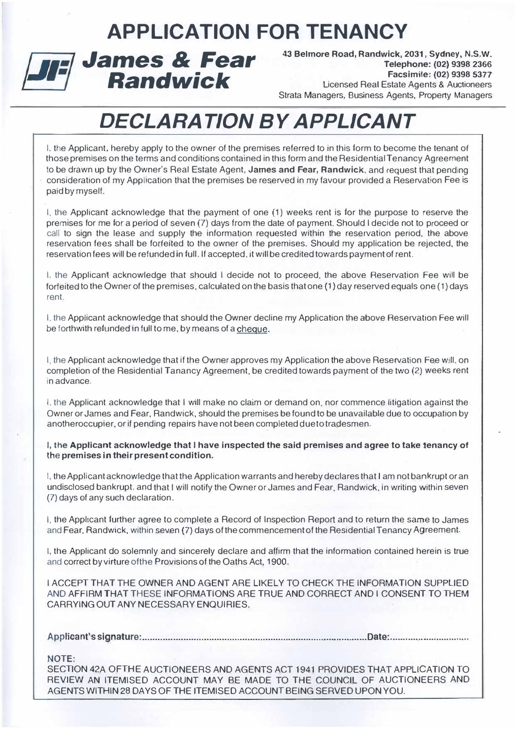# APPLICATION FOR TENANCY

## James & Fear Randwick

**43 Belmore Road, Randwick, 2031, Sydney, N.S.W.**
**Telephone: (02) 9398 2366**
**Facsimile: (02) 9398 5377**
Licensed Real Estate Agents & Auctioneers
Strata Managers, Business Agents, Property Managers

# *DECLARATION BY APPLICANT*

I, the Applicant, hereby apply to the owner of the premises referred to in this form to become the tenant of those premises on the terms and conditions contained in this form and the Residential Tenancy Agreement to be drawn up by the Owner's Real Estate Agent, **James and Fear, Randwick**, and request that pending consideration of my Application that the premises be reserved in my favour provided a Reservation Fee is paid by myself.

I, the Applicant acknowledge that the payment of one (1) weeks rent is for the purpose to reserve the premises for me for a period of seven (7) days from the date of payment. Should I decide not to proceed or call to sign the lease and supply the information requested within the reservation period, the above reservation fees shall be forfeited to the owner of the premises. Should my application be rejected, the reservation fees will be refunded in full. If accepted, it will be credited towards payment of rent.

I, the Applicant acknowledge that should I decide not to proceed, the above Reservation Fee will be forfeited to the Owner of the premises, calculated on the basis that one (1) day reserved equals one (1) days rent.

I, the Applicant acknowledge that should the Owner decline my Application the above Reservation Fee will be forthwith refunded in full to me, by means of a <u>cheque</u>.

I, the Applicant acknowledge that if the Owner approves my Application the above Reservation Fee will, on completion of the Residential Tanancy Agreement, be credited towards payment of the two (2) weeks rent in advance.

I, the Applicant acknowledge that I will make no claim or demand on, nor commence litigation against the Owner or James and Fear, Randwick, should the premises be found to be unavailable due to occupation by anotheroccupier, or if pending repairs have not been completed duetotradesmen.

**I, the Applicant acknowledge that I have inspected the said premises and agree to take tenancy of the premises in their present condition.**

I, the Applicant acknowledge that the Application warrants and hereby declares that I am not bankrupt or an undisclosed bankrupt, and that I will notify the Owner or James and Fear, Randwick, in writing within seven (7) days of any such declaration.

I, the Applicant further agree to complete a Record of Inspection Report and to return the same to James and Fear, Randwick, within seven (7) days of the commencement of the Residential Tenancy Agreement.

I, the Applicant do solemnly and sincerely declare and affirm that the information contained herein is true and correct by virtue ofthe Provisions of the Oaths Act, 1900.

I ACCEPT THAT THE OWNER AND AGENT ARE LIKELY TO CHECK THE INFORMATION SUPPLIED AND AFFIRM THAT THESE INFORMATIONS ARE TRUE AND CORRECT AND I CONSENT TO THEM CARRYING OUT ANY NECESSARY ENQUIRIES.

**Applicant's signature:..........................................................................................Date:..............................**

**NOTE:**
SECTION 42A OFTHE AUCTIONEERS AND AGENTS ACT 1941 PROVIDES THAT APPLICATION TO REVIEW AN ITEMISED ACCOUNT MAY BE MADE TO THE COUNCIL OF AUCTIONEERS AND AGENTS WITHIN 28 DAYS OF THE ITEMISED ACCOUNT BEING SERVED UPON YOU.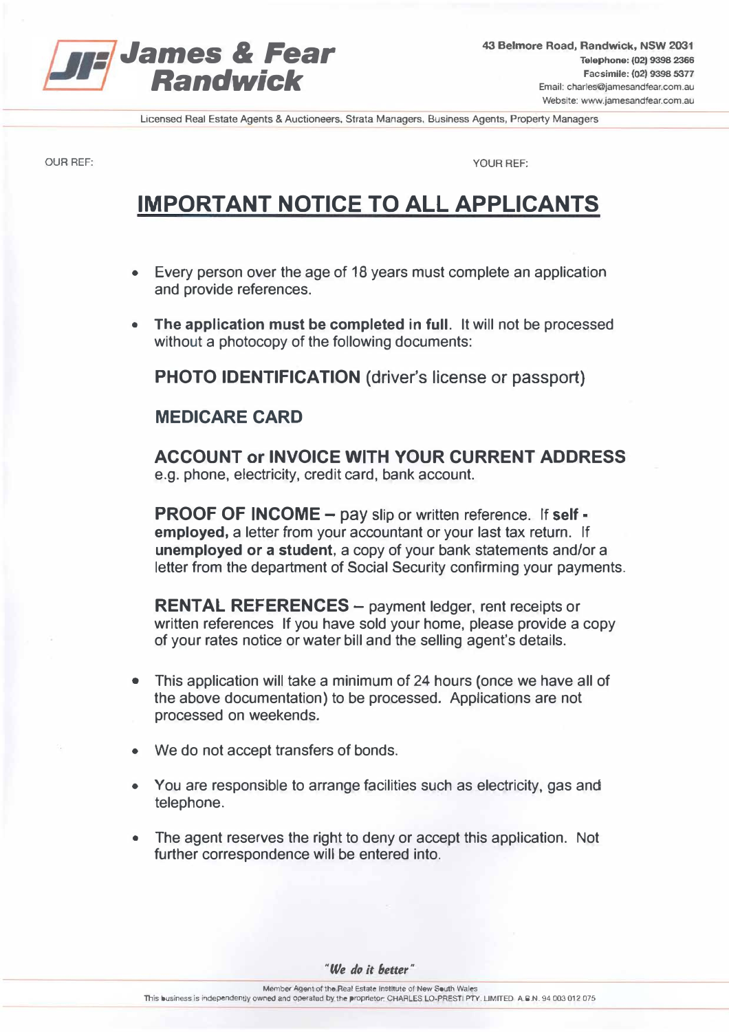**James & Fear Randwick**

43 Belmore Road, Randwick, NSW 2031
Telephone: (02) 9398 2366
Facsimile: (02) 9398 5377
Email: charles@jamesandfear.com.au
Website: www.jamesandfear.com.au

Licensed Real Estate Agents & Auctioneers, Strata Managers, Business Agents, Property Managers

OUR REF: YOUR REF:

# IMPORTANT NOTICE TO ALL APPLICANTS

- Every person over the age of 18 years must complete an application and provide references.
- **The application must be completed in full.** It will not be processed without a photocopy of the following documents:

  **PHOTO IDENTIFICATION** (driver's license or passport)

  **MEDICARE CARD**

  **ACCOUNT or INVOICE WITH YOUR CURRENT ADDRESS**
  e.g. phone, electricity, credit card, bank account.

  **PROOF OF INCOME** – pay slip or written reference. If **self - employed,** a letter from your accountant or your last tax return. If **unemployed or a student**, a copy of your bank statements and/or a letter from the department of Social Security confirming your payments.

  **RENTAL REFERENCES** – payment ledger, rent receipts or written references If you have sold your home, please provide a copy of your rates notice or water bill and the selling agent's details.

- This application will take a minimum of 24 hours (once we have all of the above documentation) to be processed. Applications are not processed on weekends.
- We do not accept transfers of bonds.
- You are responsible to arrange facilities such as electricity, gas and telephone.
- The agent reserves the right to deny or accept this application. Not further correspondence will be entered into.

*"We do it better"*

Member Agent of the Real Estate Institute of New South Wales
This business is independently owned and operated by the proprietor CHARLES LO-PRESTI PTY. LIMITED A.B.N. 94 003 012 075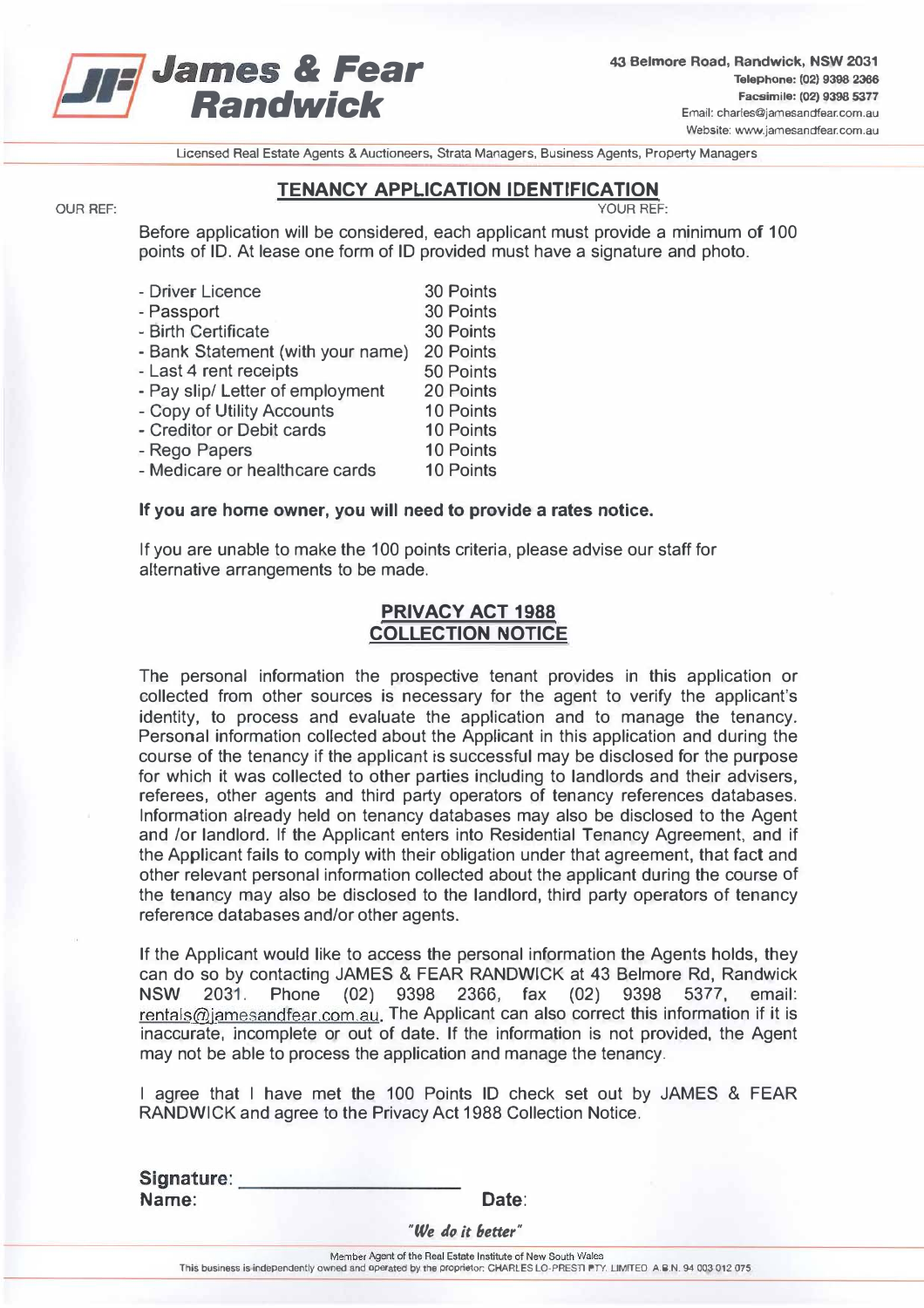**James & Fear Randwick**

43 Belmore Road, Randwick, NSW 2031
Telephone: (02) 9398 2366
Facsimile: (02) 9398 5377
Email: charles@jamesandfear.com.au
Website: www.jamesandfear.com.au

Licensed Real Estate Agents & Auctioneers, Strata Managers, Business Agents, Property Managers

## TENANCY APPLICATION IDENTIFICATION

OUR REF: YOUR REF:

Before application will be considered, each applicant must provide a minimum of 100 points of ID. At lease one form of ID provided must have a signature and photo.

| | |
|---|---|
| - Driver Licence | 30 Points |
| - Passport | 30 Points |
| - Birth Certificate | 30 Points |
| - Bank Statement (with your name) | 20 Points |
| - Last 4 rent receipts | 50 Points |
| - Pay slip/ Letter of employment | 20 Points |
| - Copy of Utility Accounts | 10 Points |
| - Creditor or Debit cards | 10 Points |
| - Rego Papers | 10 Points |
| - Medicare or healthcare cards | 10 Points |

**If you are home owner, you will need to provide a rates notice.**

If you are unable to make the 100 points criteria, please advise our staff for alternative arrangements to be made.

## PRIVACY ACT 1988 COLLECTION NOTICE

The personal information the prospective tenant provides in this application or collected from other sources is necessary for the agent to verify the applicant's identity, to process and evaluate the application and to manage the tenancy. Personal information collected about the Applicant in this application and during the course of the tenancy if the applicant is successful may be disclosed for the purpose for which it was collected to other parties including to landlords and their advisers, referees, other agents and third party operators of tenancy references databases. Information already held on tenancy databases may also be disclosed to the Agent and /or landlord. If the Applicant enters into Residential Tenancy Agreement, and if the Applicant fails to comply with their obligation under that agreement, that fact and other relevant personal information collected about the applicant during the course of the tenancy may also be disclosed to the landlord, third party operators of tenancy reference databases and/or other agents.

If the Applicant would like to access the personal information the Agents holds, they can do so by contacting JAMES & FEAR RANDWICK at 43 Belmore Rd, Randwick NSW 2031. Phone (02) 9398 2366, fax (02) 9398 5377, email: rentals@jamesandfear.com.au. The Applicant can also correct this information if it is inaccurate, incomplete or out of date. If the information is not provided, the Agent may not be able to process the application and manage the tenancy.

I agree that I have met the 100 Points ID check set out by JAMES & FEAR RANDWICK and agree to the Privacy Act 1988 Collection Notice.

**Signature:** ______________________

**Name:** **Date:**

*"We do it better"*

Member Agent of the Real Estate Institute of New South Wales
This business is independently owned and operated by the proprietor: CHARLES LO-PRESTI PTY. LIMITED A.B.N. 94 003 012 075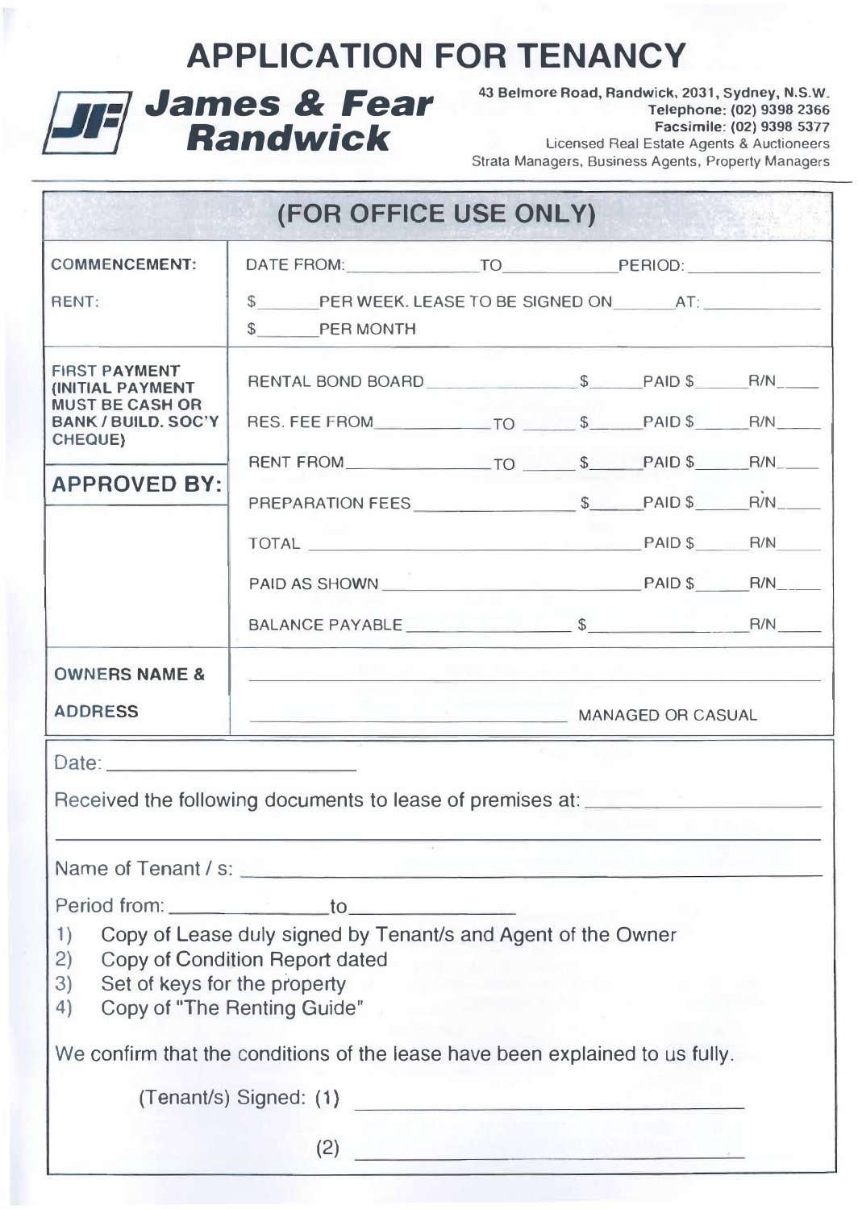# APPLICATION FOR TENANCY

**James & Fear Randwick**

**43 Belmore Road, Randwick, 2031, Sydney, N.S.W.**
**Telephone: (02) 9398 2366**
**Facsimile: (02) 9398 5377**
Licensed Real Estate Agents & Auctioneers
Strata Managers, Business Agents, Property Managers

## (FOR OFFICE USE ONLY)

| | |
|---|---|
| **COMMENCEMENT:** | DATE FROM:\_\_\_\_\_\_\_\_\_\_\_\_ TO\_\_\_\_\_\_\_\_\_\_\_\_ PERIOD:\_\_\_\_\_\_\_\_\_\_\_\_ |
| **RENT:** | \$\_\_\_\_\_\_ PER WEEK. LEASE TO BE SIGNED ON\_\_\_\_\_\_ AT:\_\_\_\_\_\_\_\_\_\_\_\_<br>\$\_\_\_\_\_\_ PER MONTH |
| **FIRST PAYMENT (INITIAL PAYMENT MUST BE CASH OR BANK / BUILD. SOC'Y CHEQUE)** | RENTAL BOND BOARD\_\_\_\_\_\_\_\_\_\_\_\_ \$\_\_\_\_\_\_ PAID \$\_\_\_\_\_\_ R/N\_\_\_\_<br>RES. FEE FROM\_\_\_\_\_\_\_\_\_\_ TO\_\_\_\_\_\_ \$\_\_\_\_\_\_ PAID \$\_\_\_\_\_\_ R/N\_\_\_\_<br>RENT FROM\_\_\_\_\_\_\_\_\_\_ TO\_\_\_\_\_\_ \$\_\_\_\_\_\_ PAID \$\_\_\_\_\_\_ R/N\_\_\_\_ |
| **APPROVED BY:** | PREPARATION FEES\_\_\_\_\_\_\_\_\_\_\_\_ \$\_\_\_\_\_\_ PAID \$\_\_\_\_\_\_ R/N\_\_\_\_<br>TOTAL\_\_\_\_\_\_\_\_\_\_\_\_\_\_\_\_\_\_\_\_ PAID \$\_\_\_\_\_\_ R/N\_\_\_\_<br>PAID AS SHOWN\_\_\_\_\_\_\_\_\_\_\_\_\_\_\_\_ PAID \$\_\_\_\_\_\_ R/N\_\_\_\_<br>BALANCE PAYABLE\_\_\_\_\_\_\_\_\_\_\_\_ \$\_\_\_\_\_\_\_\_\_\_\_\_ R/N\_\_\_\_ |
| **OWNERS NAME & ADDRESS** | \_\_\_\_\_\_\_\_\_\_\_\_\_\_\_\_\_\_\_\_\_\_\_\_\_\_\_\_<br>\_\_\_\_\_\_\_\_\_\_\_\_\_\_\_\_\_\_\_\_\_\_\_\_ MANAGED OR CASUAL |

Date: \_\_\_\_\_\_\_\_\_\_\_\_\_\_\_\_\_\_

Received the following documents to lease of premises at: \_\_\_\_\_\_\_\_\_\_\_\_\_\_\_\_\_\_

\_\_\_\_\_\_\_\_\_\_\_\_\_\_\_\_\_\_\_\_\_\_\_\_\_\_\_\_\_\_\_\_\_\_\_\_\_\_\_\_

Name of Tenant / s: \_\_\_\_\_\_\_\_\_\_\_\_\_\_\_\_\_\_\_\_\_\_\_\_\_\_\_\_

Period from: \_\_\_\_\_\_\_\_\_\_\_\_ to \_\_\_\_\_\_\_\_\_\_\_\_

1) Copy of Lease duly signed by Tenant/s and Agent of the Owner
2) Copy of Condition Report dated
3) Set of keys for the property
4) Copy of "The Renting Guide"

We confirm that the conditions of the lease have been explained to us fully.

(Tenant/s) Signed: (1) \_\_\_\_\_\_\_\_\_\_\_\_\_\_\_\_\_\_\_\_\_\_\_\_

(2) \_\_\_\_\_\_\_\_\_\_\_\_\_\_\_\_\_\_\_\_\_\_\_\_